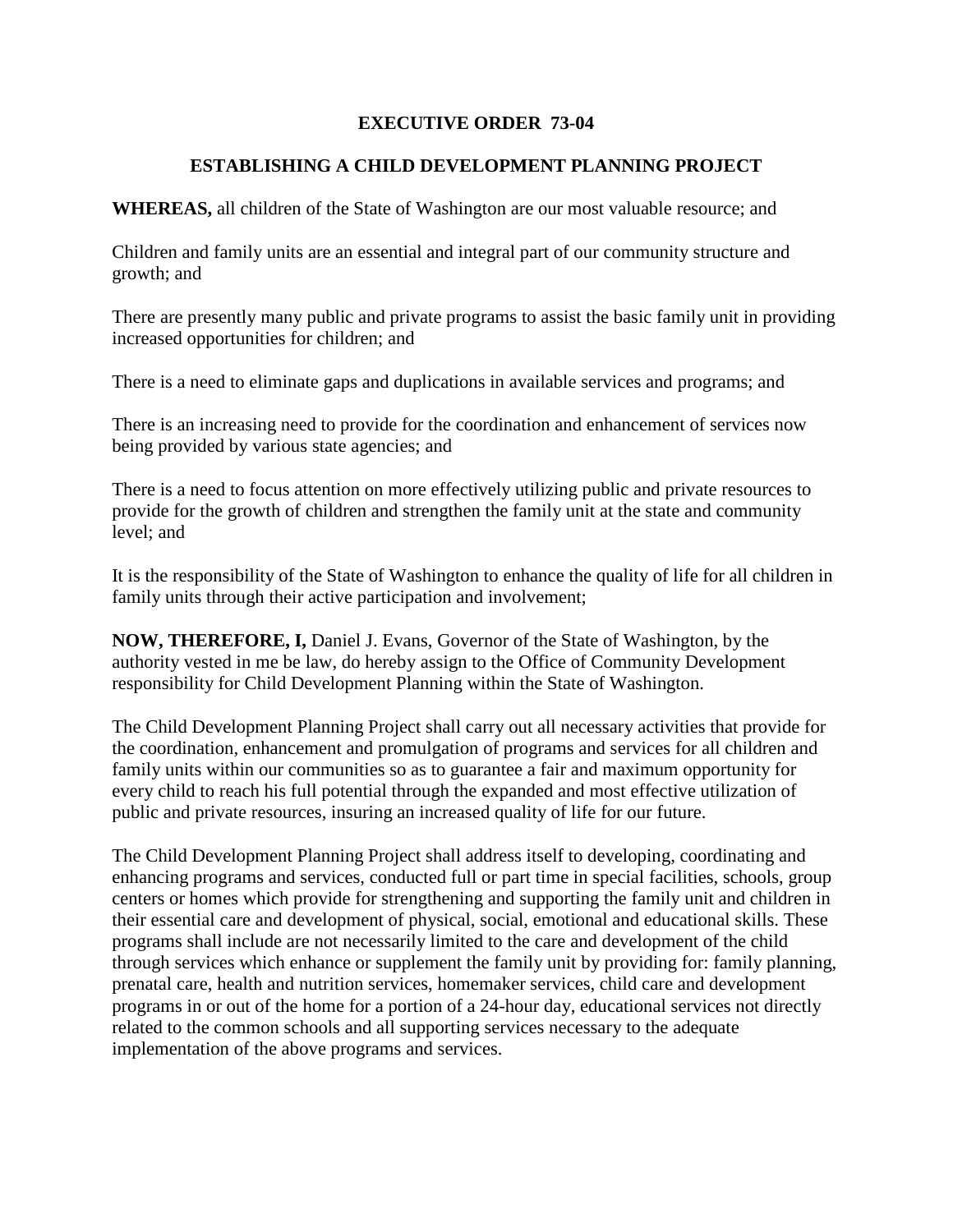# EXECUTIVE ORDER 73-04

## ESTABLISHING A CHILD DEVELOPMENT PLANNING PROJECT

**WHEREAS,** all children of the State of Washington are our most valuable resource; and

Children and family units are an essential and integral part of our community structure and growth; and

There are presently many public and private programs to assist the basic family unit in providing increased opportunities for children; and

There is a need to eliminate gaps and duplications in available services and programs; and

There is an increasing need to provide for the coordination and enhancement of services now being provided by various state agencies; and

There is a need to focus attention on more effectively utilizing public and private resources to provide for the growth of children and strengthen the family unit at the state and community level; and

It is the responsibility of the State of Washington to enhance the quality of life for all children in family units through their active participation and involvement;

**NOW, THEREFORE, I,** Daniel J. Evans, Governor of the State of Washington, by the authority vested in me be law, do hereby assign to the Office of Community Development responsibility for Child Development Planning within the State of Washington.

The Child Development Planning Project shall carry out all necessary activities that provide for the coordination, enhancement and promulgation of programs and services for all children and family units within our communities so as to guarantee a fair and maximum opportunity for every child to reach his full potential through the expanded and most effective utilization of public and private resources, insuring an increased quality of life for our future.

The Child Development Planning Project shall address itself to developing, coordinating and enhancing programs and services, conducted full or part time in special facilities, schools, group centers or homes which provide for strengthening and supporting the family unit and children in their essential care and development of physical, social, emotional and educational skills. These programs shall include are not necessarily limited to the care and development of the child through services which enhance or supplement the family unit by providing for: family planning, prenatal care, health and nutrition services, homemaker services, child care and development programs in or out of the home for a portion of a 24-hour day, educational services not directly related to the common schools and all supporting services necessary to the adequate implementation of the above programs and services.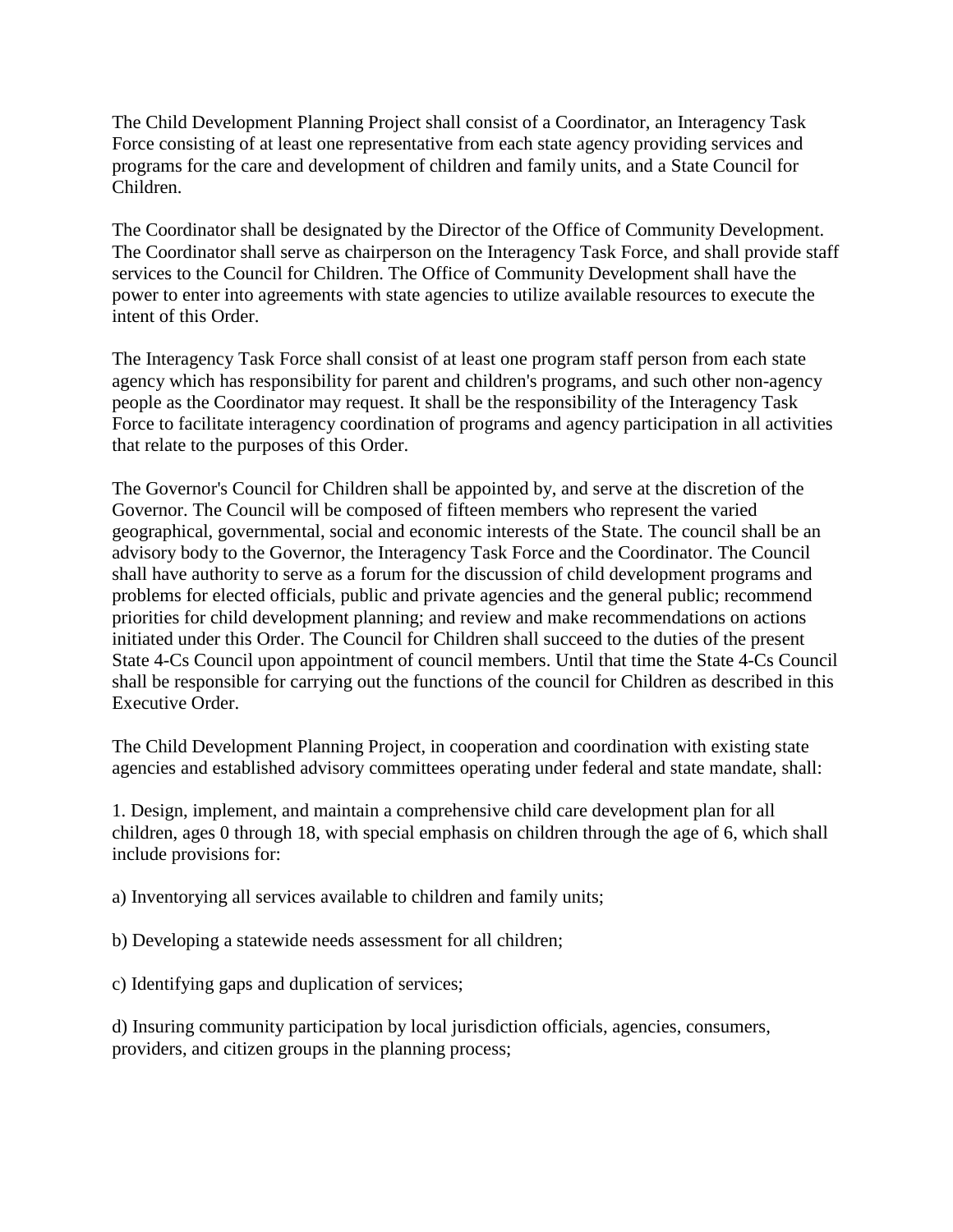The Child Development Planning Project shall consist of a Coordinator, an Interagency Task Force consisting of at least one representative from each state agency providing services and programs for the care and development of children and family units, and a State Council for Children.

The Coordinator shall be designated by the Director of the Office of Community Development. The Coordinator shall serve as chairperson on the Interagency Task Force, and shall provide staff services to the Council for Children. The Office of Community Development shall have the power to enter into agreements with state agencies to utilize available resources to execute the intent of this Order.

The Interagency Task Force shall consist of at least one program staff person from each state agency which has responsibility for parent and children's programs, and such other non-agency people as the Coordinator may request. It shall be the responsibility of the Interagency Task Force to facilitate interagency coordination of programs and agency participation in all activities that relate to the purposes of this Order.

The Governor's Council for Children shall be appointed by, and serve at the discretion of the Governor. The Council will be composed of fifteen members who represent the varied geographical, governmental, social and economic interests of the State. The council shall be an advisory body to the Governor, the Interagency Task Force and the Coordinator. The Council shall have authority to serve as a forum for the discussion of child development programs and problems for elected officials, public and private agencies and the general public; recommend priorities for child development planning; and review and make recommendations on actions initiated under this Order. The Council for Children shall succeed to the duties of the present State 4-Cs Council upon appointment of council members. Until that time the State 4-Cs Council shall be responsible for carrying out the functions of the council for Children as described in this Executive Order.

The Child Development Planning Project, in cooperation and coordination with existing state agencies and established advisory committees operating under federal and state mandate, shall:

1. Design, implement, and maintain a comprehensive child care development plan for all children, ages 0 through 18, with special emphasis on children through the age of 6, which shall include provisions for:

a) Inventorying all services available to children and family units;

b) Developing a statewide needs assessment for all children;

c) Identifying gaps and duplication of services;

d) Insuring community participation by local jurisdiction officials, agencies, consumers, providers, and citizen groups in the planning process;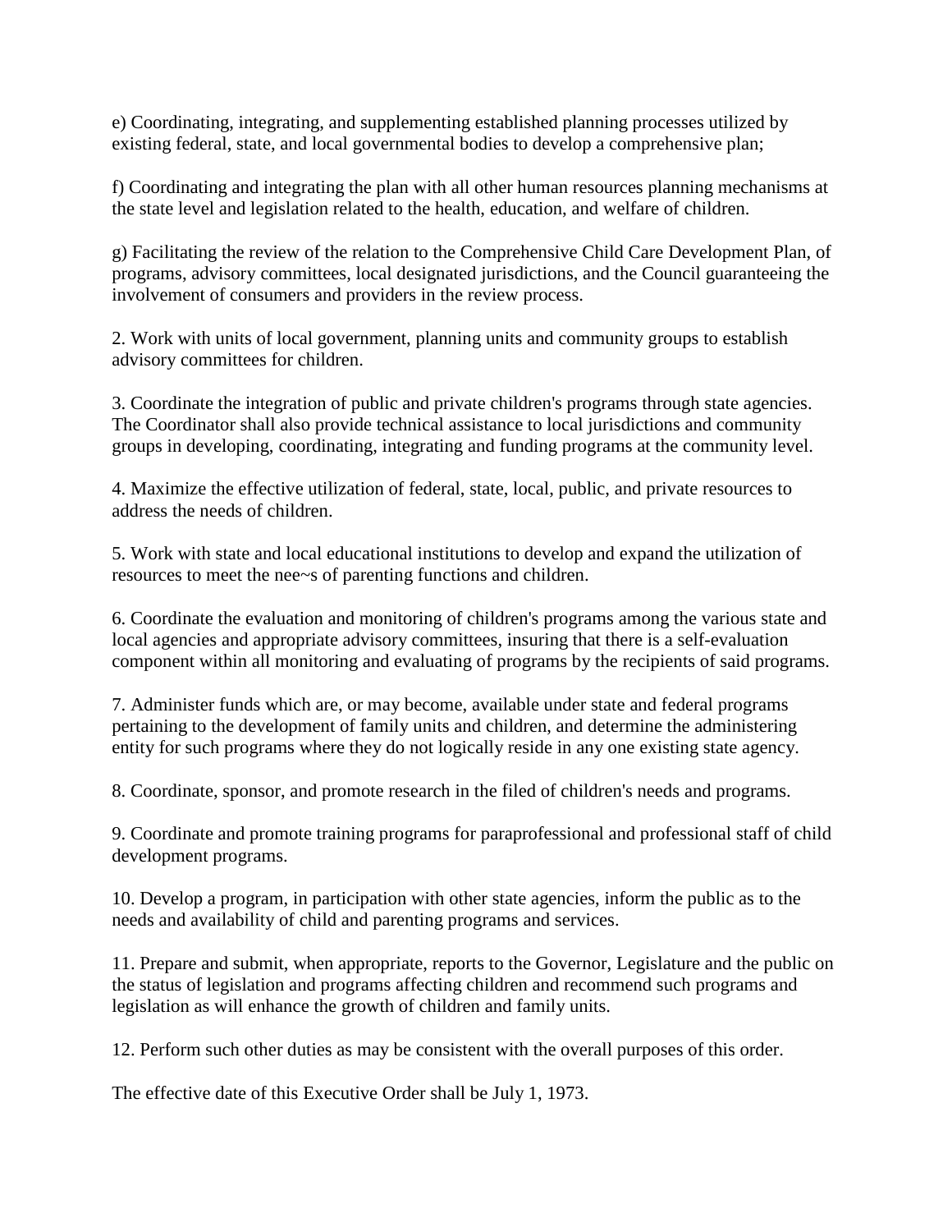e) Coordinating, integrating, and supplementing established planning processes utilized by existing federal, state, and local governmental bodies to develop a comprehensive plan;

f) Coordinating and integrating the plan with all other human resources planning mechanisms at the state level and legislation related to the health, education, and welfare of children.

g) Facilitating the review of the relation to the Comprehensive Child Care Development Plan, of programs, advisory committees, local designated jurisdictions, and the Council guaranteeing the involvement of consumers and providers in the review process.

2. Work with units of local government, planning units and community groups to establish advisory committees for children.

3. Coordinate the integration of public and private children's programs through state agencies. The Coordinator shall also provide technical assistance to local jurisdictions and community groups in developing, coordinating, integrating and funding programs at the community level.

4. Maximize the effective utilization of federal, state, local, public, and private resources to address the needs of children.

5. Work with state and local educational institutions to develop and expand the utilization of resources to meet the nee~s of parenting functions and children.

6. Coordinate the evaluation and monitoring of children's programs among the various state and local agencies and appropriate advisory committees, insuring that there is a self-evaluation component within all monitoring and evaluating of programs by the recipients of said programs.

7. Administer funds which are, or may become, available under state and federal programs pertaining to the development of family units and children, and determine the administering entity for such programs where they do not logically reside in any one existing state agency.

8. Coordinate, sponsor, and promote research in the filed of children's needs and programs.

9. Coordinate and promote training programs for paraprofessional and professional staff of child development programs.

10. Develop a program, in participation with other state agencies, inform the public as to the needs and availability of child and parenting programs and services.

11. Prepare and submit, when appropriate, reports to the Governor, Legislature and the public on the status of legislation and programs affecting children and recommend such programs and legislation as will enhance the growth of children and family units.

12. Perform such other duties as may be consistent with the overall purposes of this order.

The effective date of this Executive Order shall be July 1, 1973.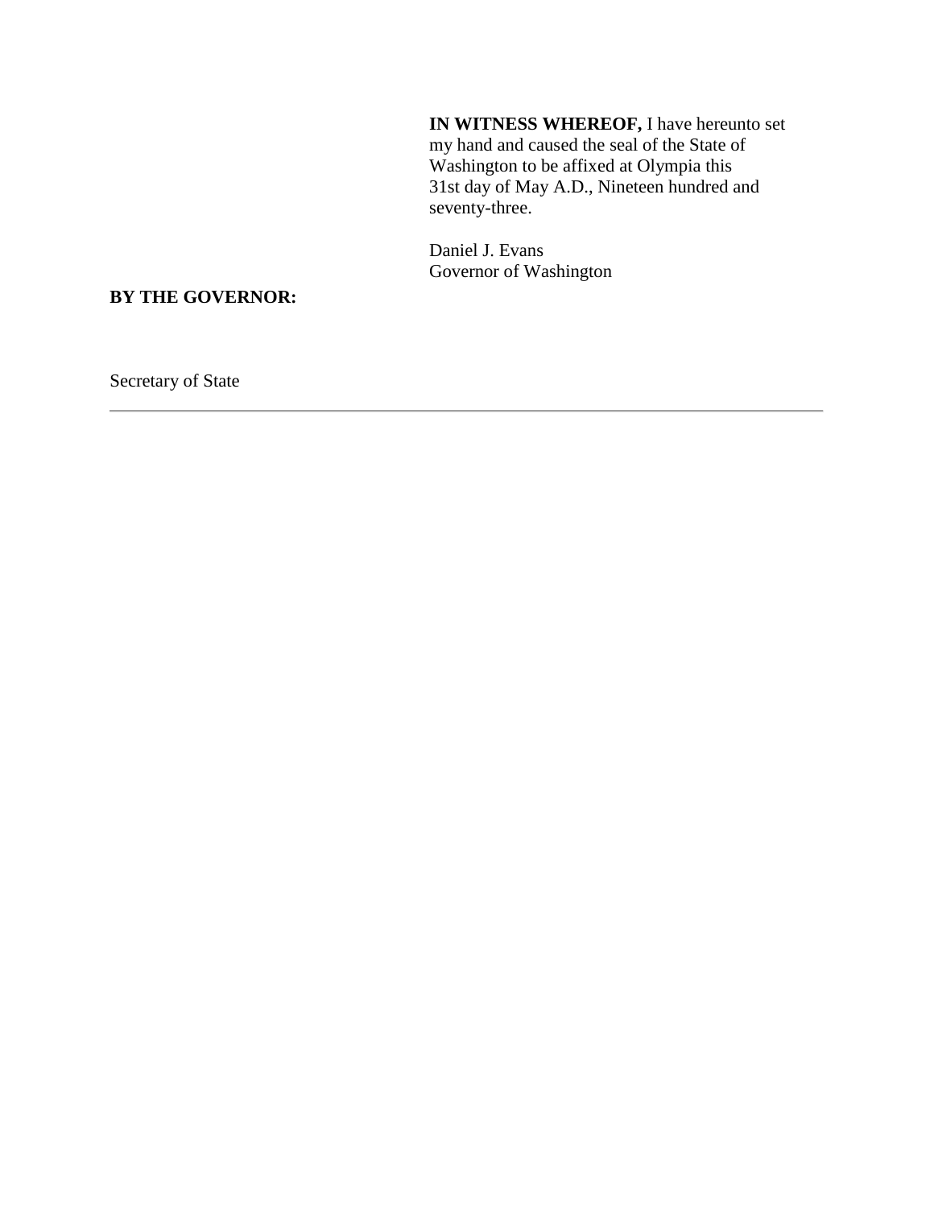**IN WITNESS WHEREOF,** I have hereunto set my hand and caused the seal of the State of Washington to be affixed at Olympia this 31st day of May A.D., Nineteen hundred and seventy-three.

Daniel J. Evans
Governor of Washington

**BY THE GOVERNOR:**

Secretary of State

---